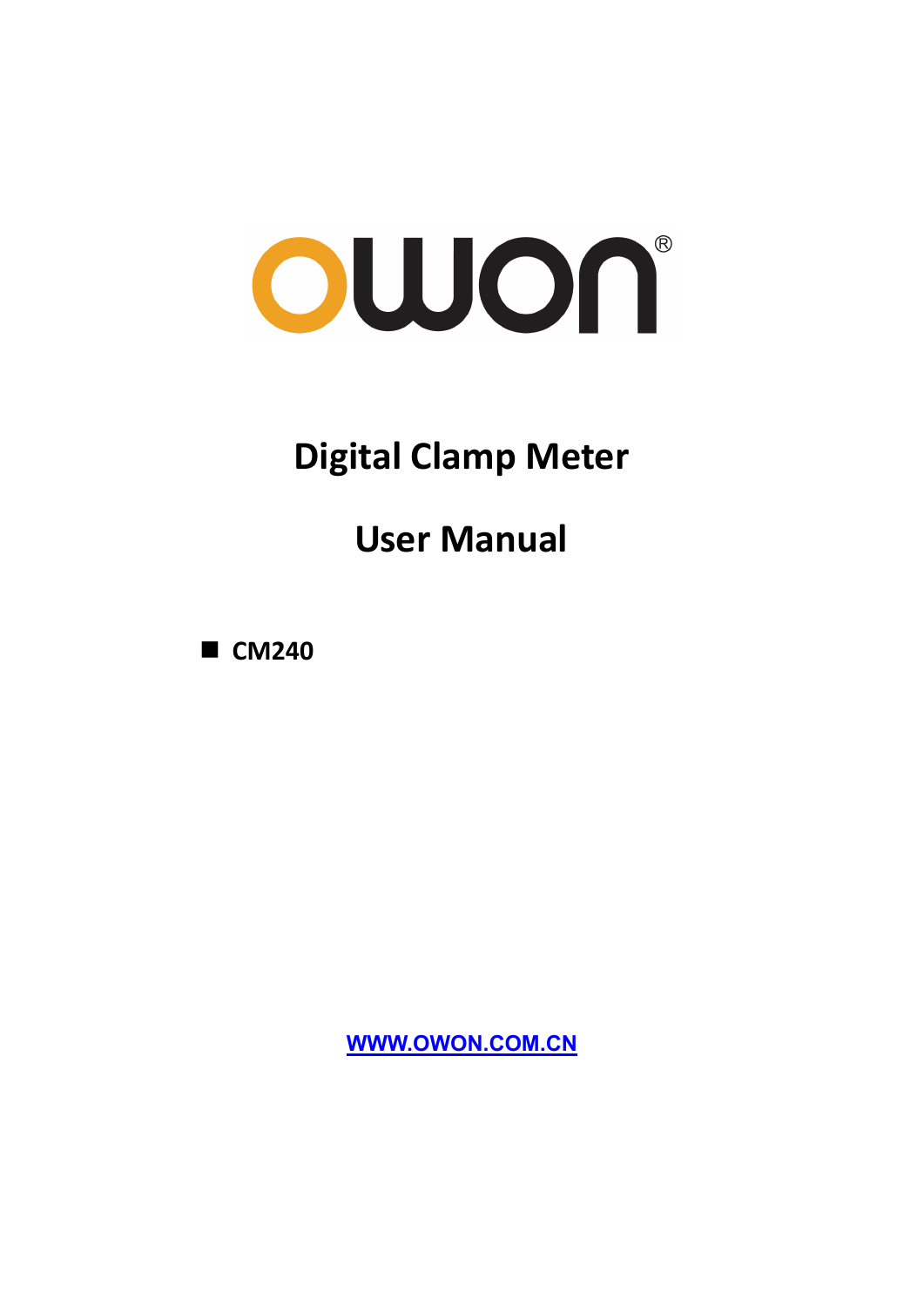OWON®

# Digital Clamp Meter

# User Manual

- **CM240**

WWW.OWON.COM.CN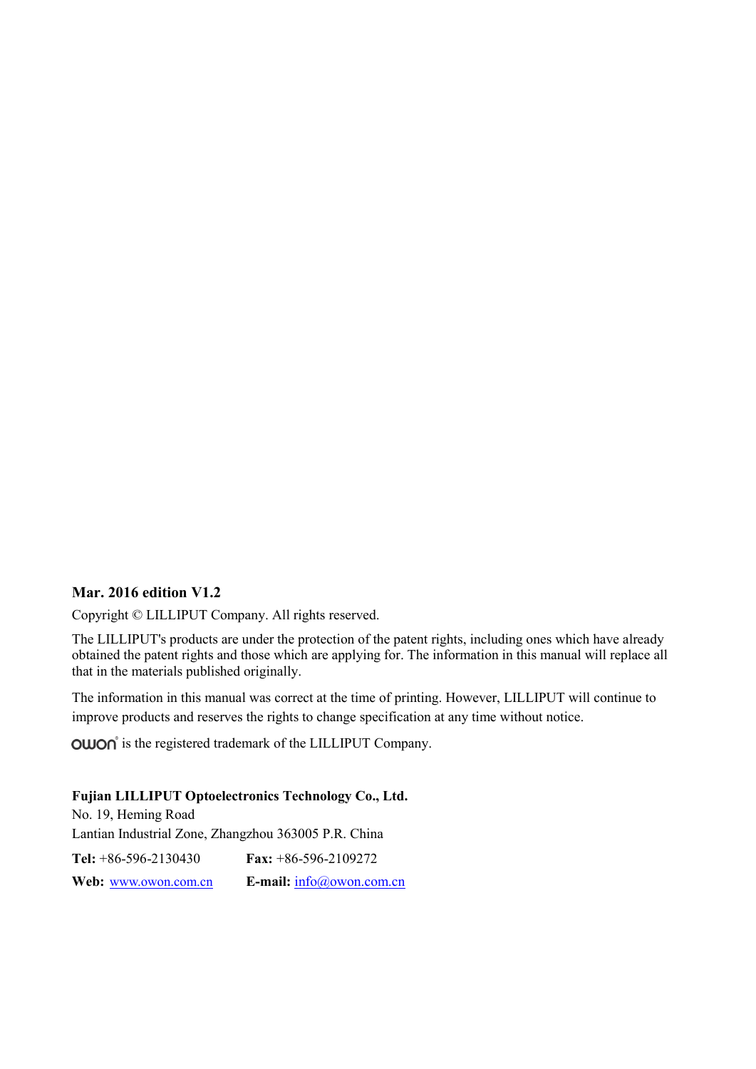**Mar. 2016 edition V1.2**

Copyright © LILLIPUT Company. All rights reserved.

The LILLIPUT's products are under the protection of the patent rights, including ones which have already obtained the patent rights and those which are applying for. The information in this manual will replace all that in the materials published originally.

The information in this manual was correct at the time of printing. However, LILLIPUT will continue to improve products and reserves the rights to change specification at any time without notice.

OWON® is the registered trademark of the LILLIPUT Company.

**Fujian LILLIPUT Optoelectronics Technology Co., Ltd.**
No. 19, Heming Road
Lantian Industrial Zone, Zhangzhou 363005 P.R. China

**Tel:** +86-596-2130430 **Fax:** +86-596-2109272

**Web:** www.owon.com.cn **E-mail:** info@owon.com.cn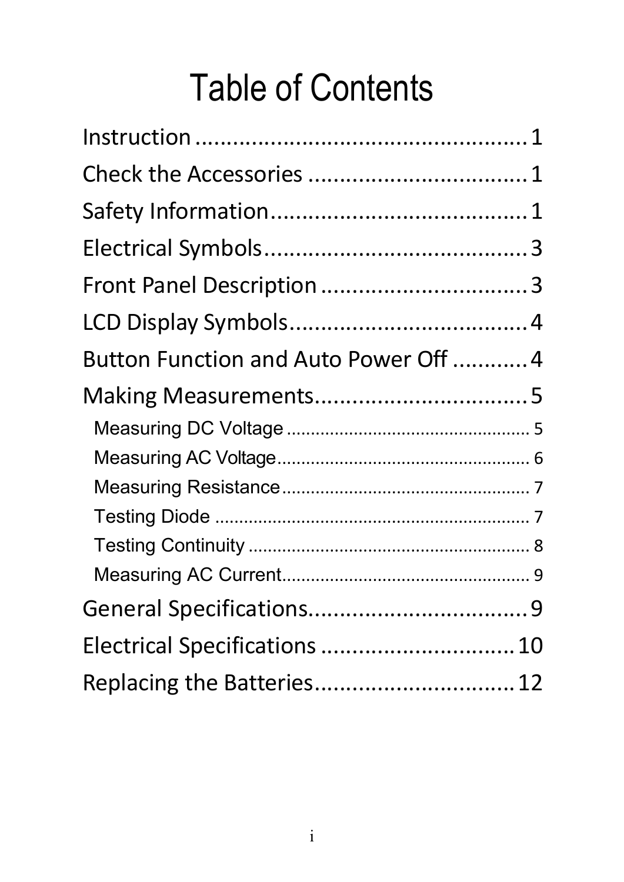# Table of Contents

Instruction .................................................... 1

Check the Accessories .................................. 1

Safety Information......................................... 1

Electrical Symbols.......................................... 3

Front Panel Description ................................. 3

LCD Display Symbols...................................... 4

Button Function and Auto Power Off ............ 4

Making Measurements.................................. 5

- Measuring DC Voltage ................................................... 5
- Measuring AC Voltage...................................................... 6
- Measuring Resistance..................................................... 7
- Testing Diode ................................................................... 7
- Testing Continuity ........................................................... 8
- Measuring AC Current..................................................... 9

General Specifications................................... 9

Electrical Specifications ............................... 10

Replacing the Batteries................................ 12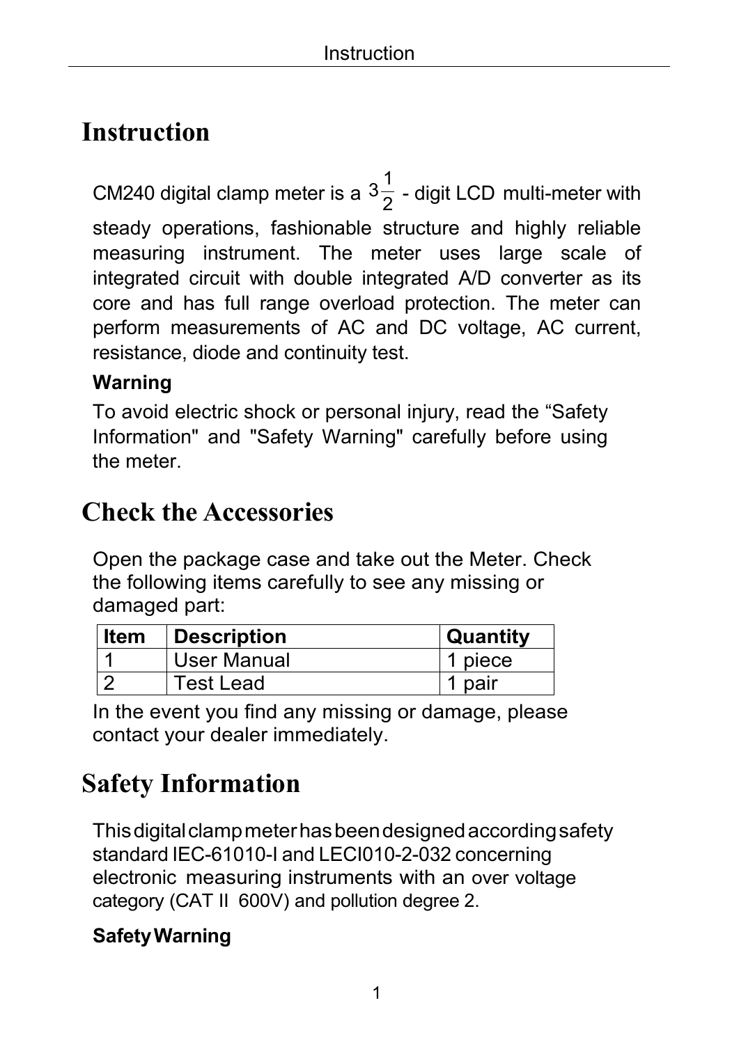# Instruction

CM240 digital clamp meter is a $3\frac{1}{2}$ - digit LCD multi-meter with steady operations, fashionable structure and highly reliable measuring instrument. The meter uses large scale of integrated circuit with double integrated A/D converter as its core and has full range overload protection. The meter can perform measurements of AC and DC voltage, AC current, resistance, diode and continuity test.

**Warning**

To avoid electric shock or personal injury, read the “Safety Information" and "Safety Warning" carefully before using the meter.

# Check the Accessories

Open the package case and take out the Meter. Check the following items carefully to see any missing or damaged part:

| Item | Description | Quantity |
|---|---|---|
| 1 | User Manual | 1 piece |
| 2 | Test Lead | 1 pair |

In the event you find any missing or damage, please contact your dealer immediately.

# Safety Information

This digital clamp meter has been designed according safety standard IEC-61010-I and LECI010-2-032 concerning electronic measuring instruments with an over voltage category (CAT II 600V) and pollution degree 2.

**Safety Warning**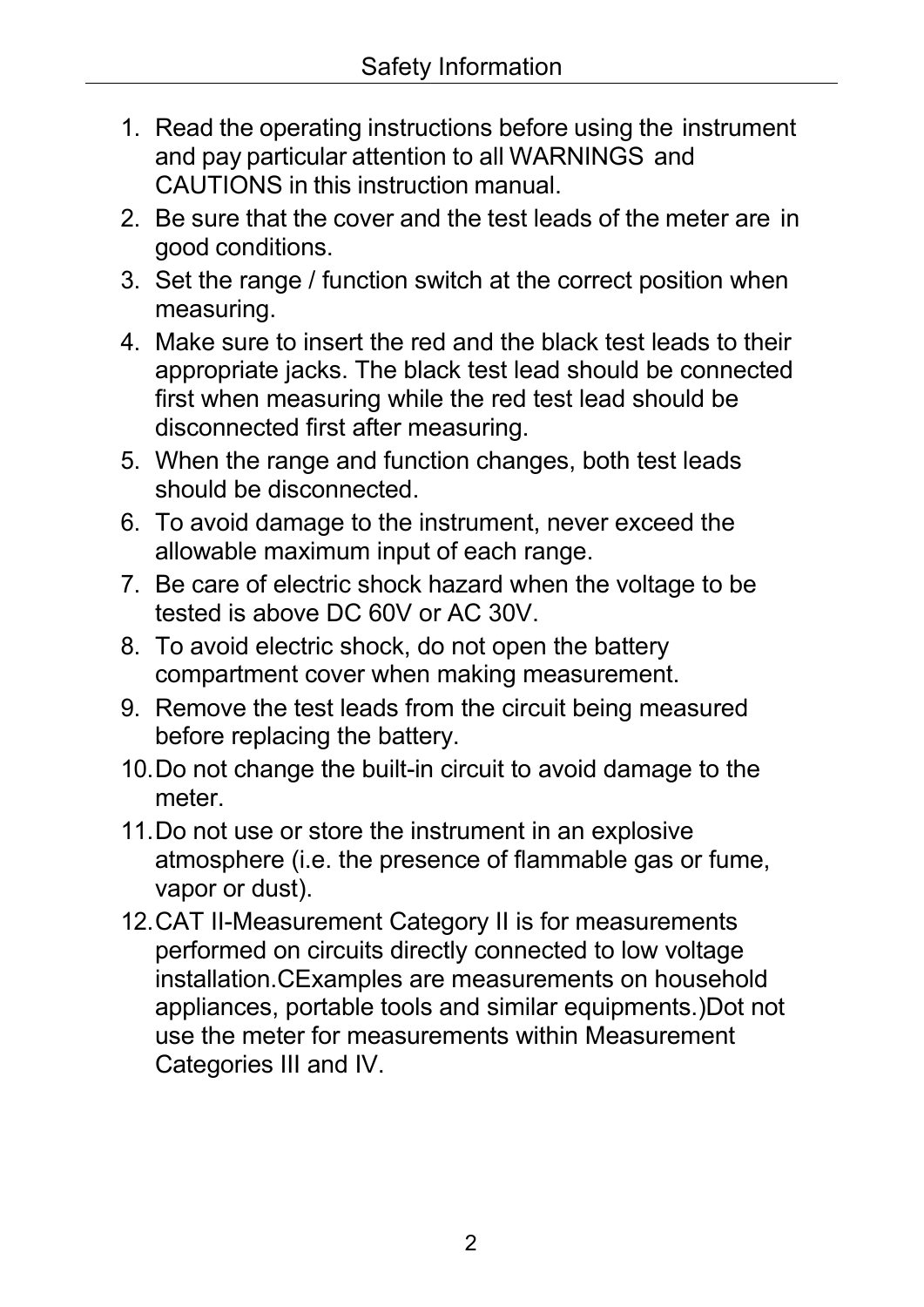# Safety Information

1. Read the operating instructions before using the instrument and pay particular attention to all WARNINGS and CAUTIONS in this instruction manual.
2. Be sure that the cover and the test leads of the meter are in good conditions.
3. Set the range / function switch at the correct position when measuring.
4. Make sure to insert the red and the black test leads to their appropriate jacks. The black test lead should be connected first when measuring while the red test lead should be disconnected first after measuring.
5. When the range and function changes, both test leads should be disconnected.
6. To avoid damage to the instrument, never exceed the allowable maximum input of each range.
7. Be care of electric shock hazard when the voltage to be tested is above DC 60V or AC 30V.
8. To avoid electric shock, do not open the battery compartment cover when making measurement.
9. Remove the test leads from the circuit being measured before replacing the battery.
10. Do not change the built-in circuit to avoid damage to the meter.
11. Do not use or store the instrument in an explosive atmosphere (i.e. the presence of flammable gas or fume, vapor or dust).
12. CAT II-Measurement Category II is for measurements performed on circuits directly connected to low voltage installation.CExamples are measurements on household appliances, portable tools and similar equipments.)Dot not use the meter for measurements within Measurement Categories III and IV.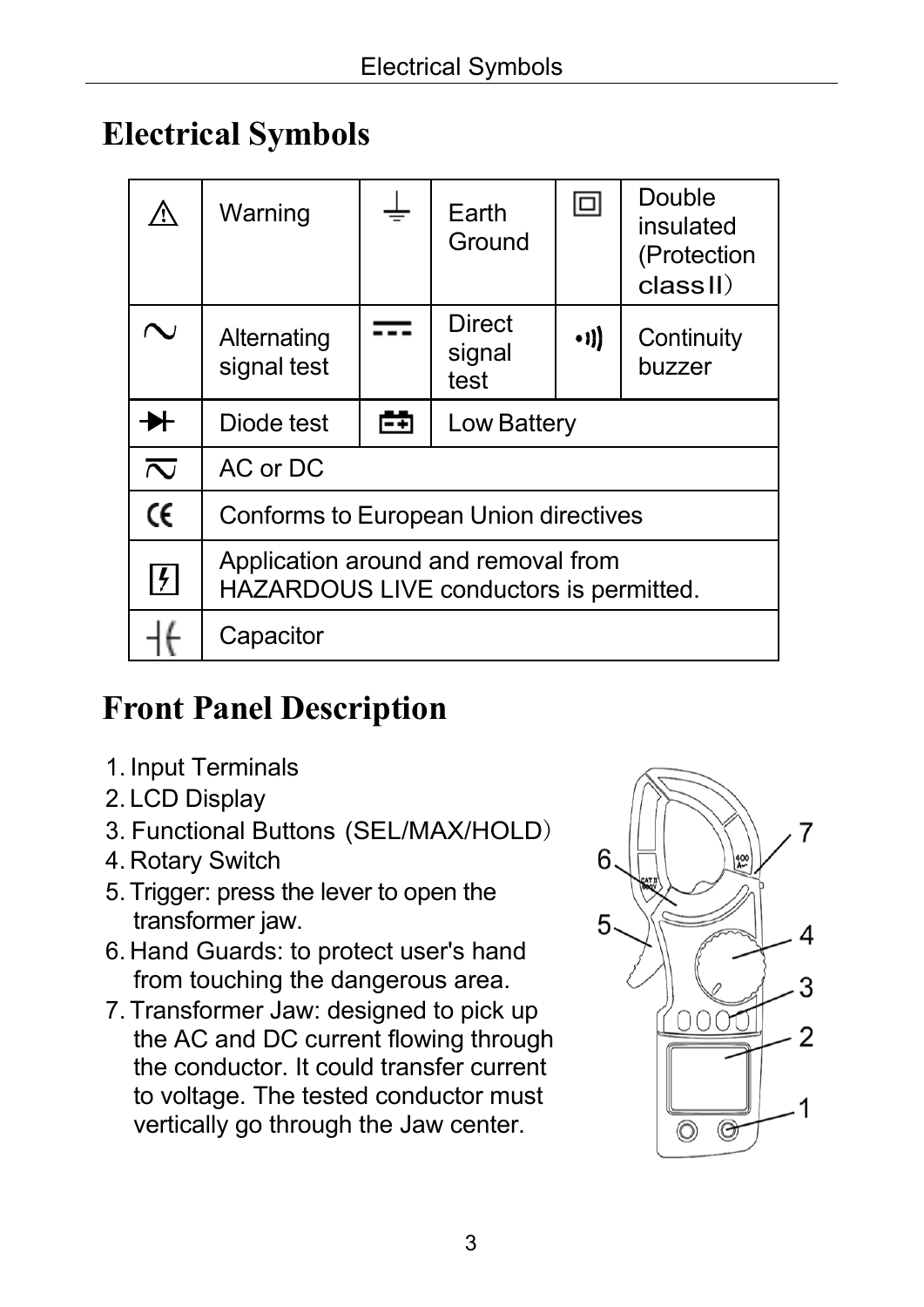# Electrical Symbols

| ⚠ | Warning | ⏚ | Earth Ground | ⧈ | Double insulated (Protection classII) |
|---|---|---|---|---|---|
| ∼ | Alternating signal test | ⎓ | Direct signal test | •))) | Continuity buzzer |
| ⊳\| | Diode test | 🔋 | Low Battery | | |
| ≂ | AC or DC | | | | |
| CE | Conforms to European Union directives | | | | |
| ⚡ | Application around and removal from HAZARDOUS LIVE conductors is permitted. | | | | |
| ⊣⊢ | Capacitor | | | | |

# Front Panel Description

1. Input Terminals
2. LCD Display
3. Functional Buttons（SEL/MAX/HOLD）
4. Rotary Switch
5. Trigger: press the lever to open the transformer jaw.
6. Hand Guards: to protect user's hand from touching the dangerous area.
7. Transformer Jaw: designed to pick up the AC and DC current flowing through the conductor. It could transfer current to voltage. The tested conductor must vertically go through the Jaw center.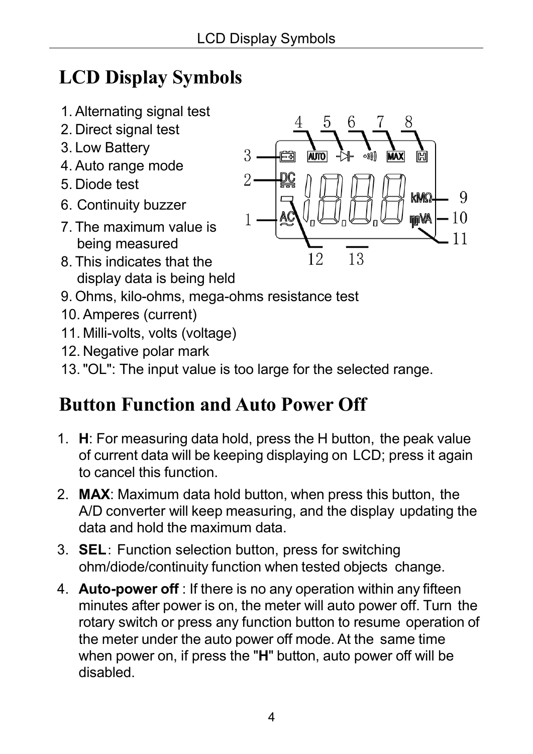# LCD Display Symbols

1. Alternating signal test
2. Direct signal test
3. Low Battery
4. Auto range mode
5. Diode test
6. Continuity buzzer
7. The maximum value is being measured
8. This indicates that the display data is being held
9. Ohms, kilo-ohms, mega-ohms resistance test
10. Amperes (current)
11. Milli-volts, volts (voltage)
12. Negative polar mark
13. "OL": The input value is too large for the selected range.

# Button Function and Auto Power Off

1. **H**: For measuring data hold, press the H button, the peak value of current data will be keeping displaying on LCD; press it again to cancel this function.
2. **MAX**: Maximum data hold button, when press this button, the A/D converter will keep measuring, and the display updating the data and hold the maximum data.
3. **SEL**: Function selection button, press for switching ohm/diode/continuity function when tested objects change.
4. **Auto-power off** : If there is no any operation within any fifteen minutes after power is on, the meter will auto power off. Turn the rotary switch or press any function button to resume operation of the meter under the auto power off mode. At the same time when power on, if press the "**H**" button, auto power off will be disabled.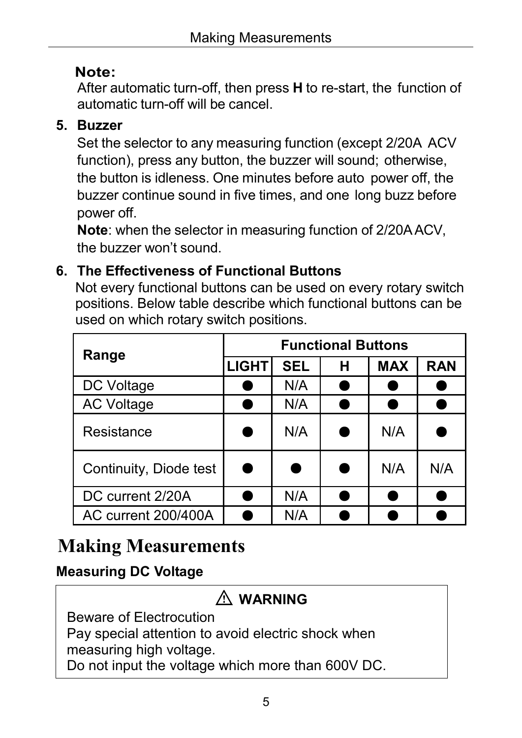**Note:**

After automatic turn-off, then press **H** to re-start, the function of automatic turn-off will be cancel.

5. **Buzzer**

   Set the selector to any measuring function (except 2/20A ACV function), press any button, the buzzer will sound; otherwise, the button is idleness. One minutes before auto power off, the buzzer continue sound in five times, and one long buzz before power off.

   **Note**: when the selector in measuring function of 2/20A ACV, the buzzer won't sound.

6. **The Effectiveness of Functional Buttons**

   Not every functional buttons can be used on every rotary switch positions. Below table describe which functional buttons can be used on which rotary switch positions.

| Range | Functional Buttons | | | | |
|---|---|---|---|---|---|
| | LIGHT | SEL | H | MAX | RAN |
| DC Voltage | ● | N/A | ● | ● | ● |
| AC Voltage | ● | N/A | ● | ● | ● |
| Resistance | ● | N/A | ● | N/A | ● |
| Continuity, Diode test | ● | ● | ● | N/A | N/A |
| DC current 2/20A | ● | N/A | ● | ● | ● |
| AC current 200/400A | ● | N/A | ● | ● | ● |

# Making Measurements

### Measuring DC Voltage

> ⚠ **WARNING**
>
> Beware of Electrocution
>
> Pay special attention to avoid electric shock when measuring high voltage.
>
> Do not input the voltage which more than 600V DC.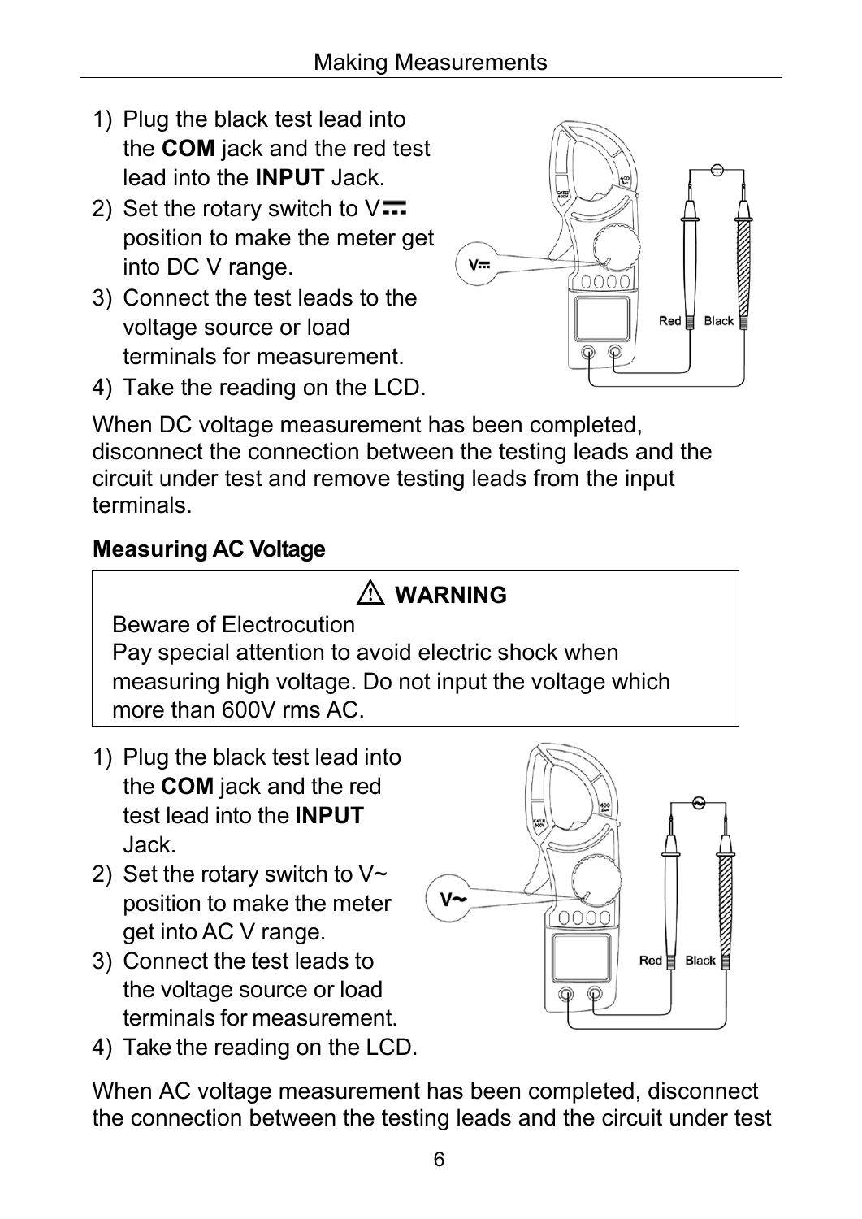1) Plug the black test lead into the **COM** jack and the red test lead into the **INPUT** Jack.
2) Set the rotary switch to V⎓ position to make the meter get into DC V range.
3) Connect the test leads to the voltage source or load terminals for measurement.
4) Take the reading on the LCD.

When DC voltage measurement has been completed, disconnect the connection between the testing leads and the circuit under test and remove testing leads from the input terminals.

### Measuring AC Voltage

> ⚠ **WARNING**
>
> Beware of Electrocution
> Pay special attention to avoid electric shock when measuring high voltage. Do not input the voltage which more than 600V rms AC.

1) Plug the black test lead into the **COM** jack and the red test lead into the **INPUT** Jack.
2) Set the rotary switch to V~ position to make the meter get into AC V range.
3) Connect the test leads to the voltage source or load terminals for measurement.
4) Take the reading on the LCD.

When AC voltage measurement has been completed, disconnect the connection between the testing leads and the circuit under test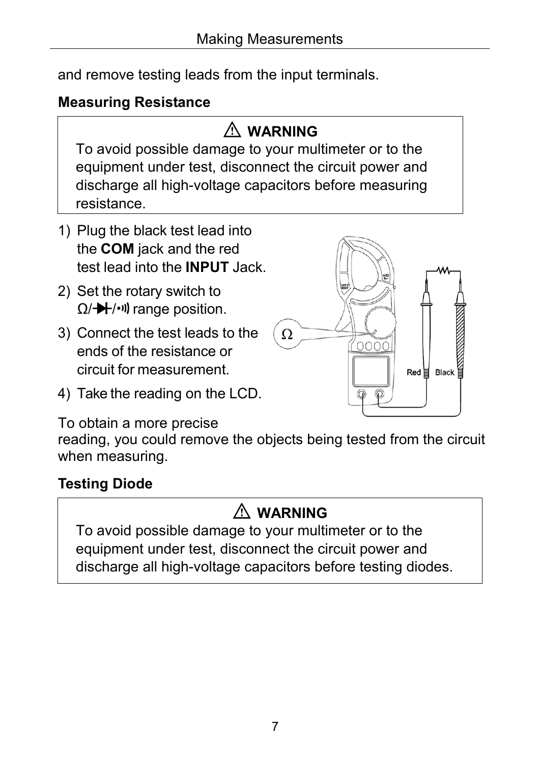and remove testing leads from the input terminals.

## Measuring Resistance

> ⚠ **WARNING**
>
> To avoid possible damage to your multimeter or to the equipment under test, disconnect the circuit power and discharge all high-voltage capacitors before measuring resistance.

1) Plug the black test lead into the **COM** jack and the red test lead into the **INPUT** Jack.
2) Set the rotary switch to Ω/⯈|/•))) range position.
3) Connect the test leads to the ends of the resistance or circuit for measurement.
4) Take the reading on the LCD.

To obtain a more precise reading, you could remove the objects being tested from the circuit when measuring.

## Testing Diode

> ⚠ **WARNING**
>
> To avoid possible damage to your multimeter or to the equipment under test, disconnect the circuit power and discharge all high-voltage capacitors before testing diodes.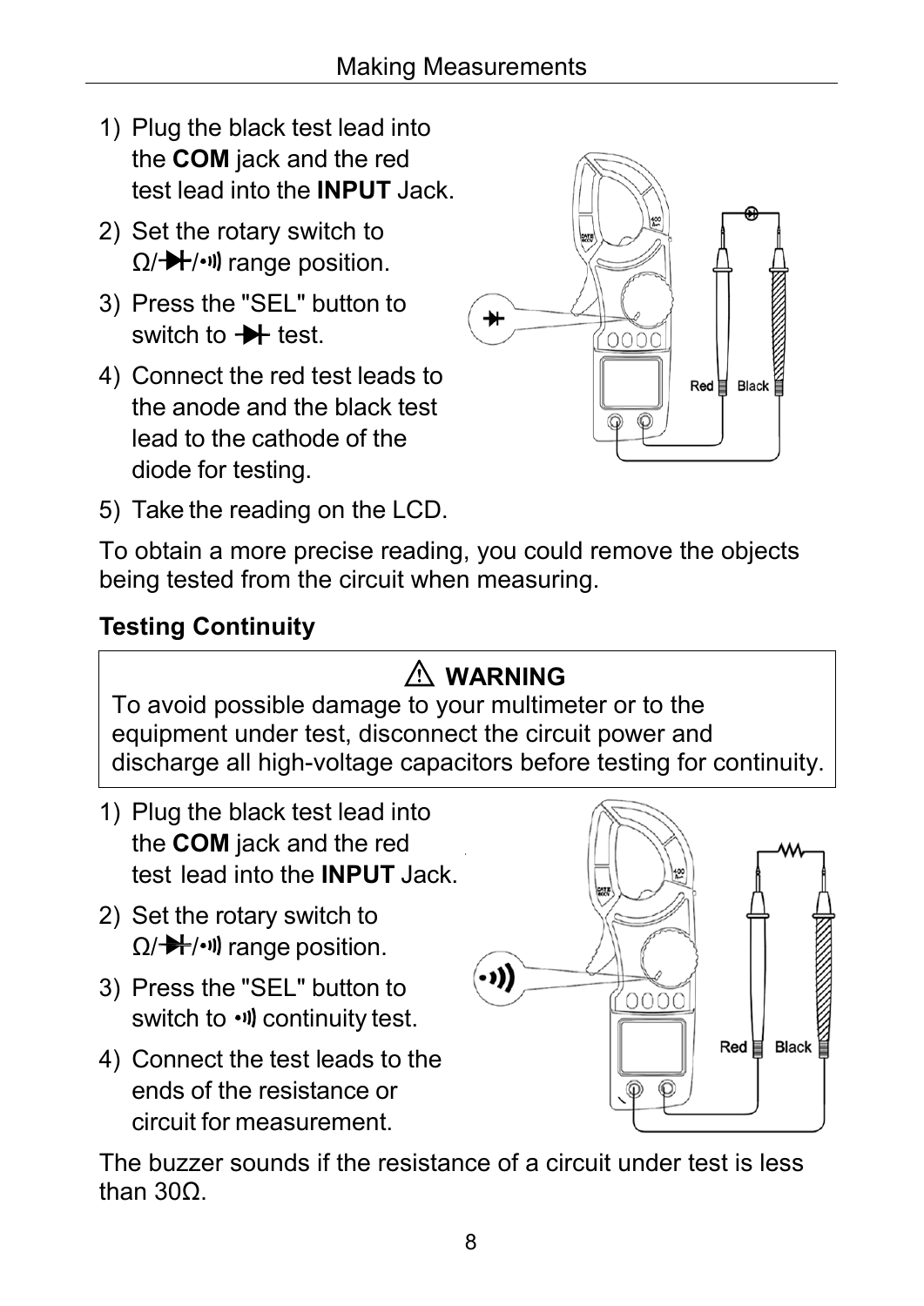1) Plug the black test lead into the **COM** jack and the red test lead into the **INPUT** Jack.
2) Set the rotary switch to Ω/⯈|/•))) range position.
3) Press the "SEL" button to switch to ⯈| test.
4) Connect the red test leads to the anode and the black test lead to the cathode of the diode for testing.
5) Take the reading on the LCD.

To obtain a more precise reading, you could remove the objects being tested from the circuit when measuring.

**Testing Continuity**

> ⚠ **WARNING**
>
> To avoid possible damage to your multimeter or to the equipment under test, disconnect the circuit power and discharge all high-voltage capacitors before testing for continuity.

1) Plug the black test lead into the **COM** jack and the red test lead into the **INPUT** Jack.
2) Set the rotary switch to Ω/⯈|/•))) range position.
3) Press the "SEL" button to switch to •))) continuity test.
4) Connect the test leads to the ends of the resistance or circuit for measurement.

The buzzer sounds if the resistance of a circuit under test is less than 30Ω.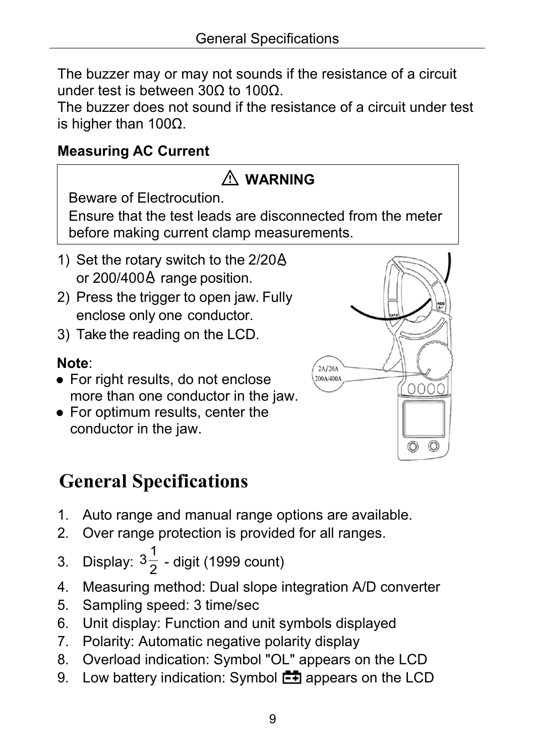The buzzer may or may not sounds if the resistance of a circuit under test is between 30Ω to 100Ω.
The buzzer does not sound if the resistance of a circuit under test is higher than 100Ω.

**Measuring AC Current**

> ⚠ **WARNING**
>
> Beware of Electrocution.
> Ensure that the test leads are disconnected from the meter before making current clamp measurements.

1) Set the rotary switch to the 2/20A or 200/400A range position.
2) Press the trigger to open jaw. Fully enclose only one conductor.
3) Take the reading on the LCD.

**Note**:

- For right results, do not enclose more than one conductor in the jaw.
- For optimum results, center the conductor in the jaw.

# General Specifications

1. Auto range and manual range options are available.
2. Over range protection is provided for all ranges.
3. Display: $3\frac{1}{2}$ - digit (1999 count)
4. Measuring method: Dual slope integration A/D converter
5. Sampling speed: 3 time/sec
6. Unit display: Function and unit symbols displayed
7. Polarity: Automatic negative polarity display
8. Overload indication: Symbol "OL" appears on the LCD
9. Low battery indication: Symbol 🔋 appears on the LCD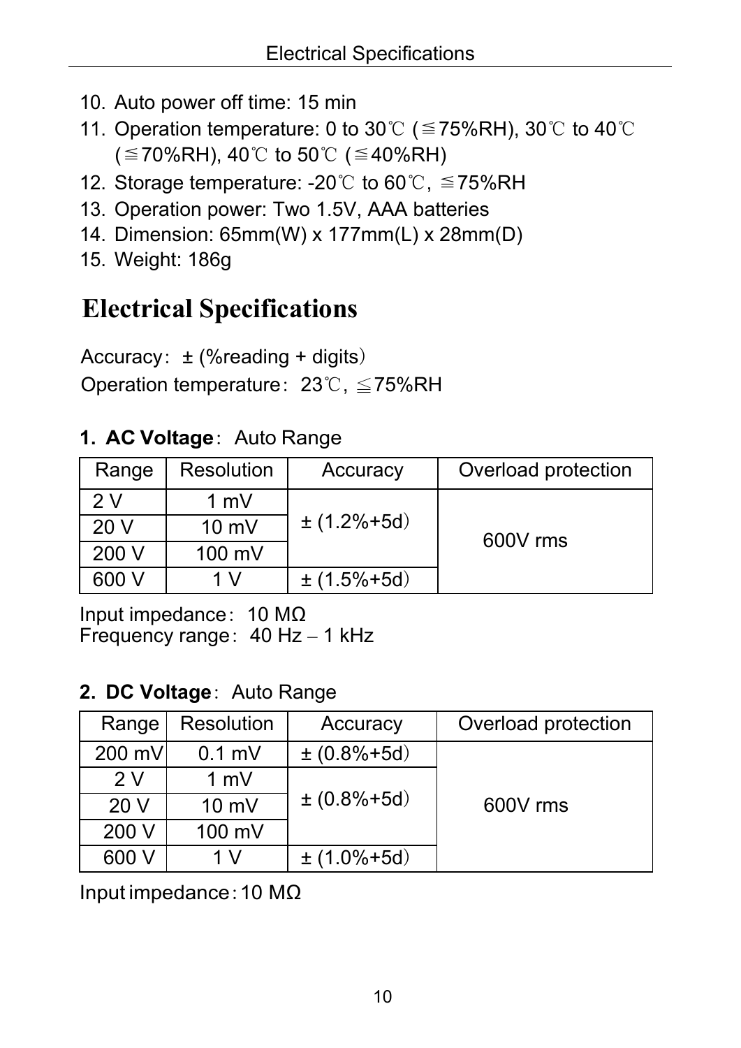10. Auto power off time: 15 min
11. Operation temperature: 0 to 30℃ (≦75%RH), 30℃ to 40℃ (≦70%RH), 40℃ to 50℃ (≦40%RH)
12. Storage temperature: -20℃ to 60℃, ≦75%RH
13. Operation power: Two 1.5V, AAA batteries
14. Dimension: 65mm(W) x 177mm(L) x 28mm(D)
15. Weight: 186g

# Electrical Specifications

Accuracy: ± (%reading + digits)

Operation temperature: 23℃, ≦75%RH

**1. AC Voltage**: Auto Range

| Range | Resolution | Accuracy | Overload protection |
|---|---|---|---|
| 2 V | 1 mV | ± (1.2%+5d) | 600V rms |
| 20 V | 10 mV | | |
| 200 V | 100 mV | | |
| 600 V | 1 V | ± (1.5%+5d) | |

Input impedance: 10 MΩ
Frequency range: 40 Hz – 1 kHz

**2. DC Voltage**: Auto Range

| Range | Resolution | Accuracy | Overload protection |
|---|---|---|---|
| 200 mV | 0.1 mV | ± (0.8%+5d) | 600V rms |
| 2 V | 1 mV | ± (0.8%+5d) | |
| 20 V | 10 mV | | |
| 200 V | 100 mV | | |
| 600 V | 1 V | ± (1.0%+5d) | |

Input impedance: 10 MΩ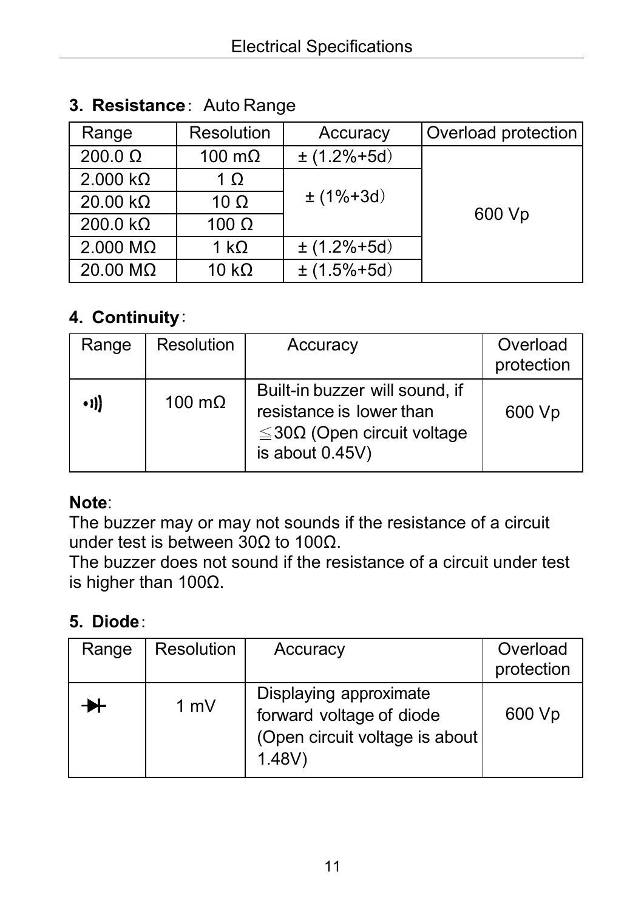### 3. Resistance: Auto Range

| Range | Resolution | Accuracy | Overload protection |
|---|---|---|---|
| 200.0 Ω | 100 mΩ | ± (1.2%+5d) | 600 Vp |
| 2.000 kΩ | 1 Ω | ± (1%+3d) | |
| 20.00 kΩ | 10 Ω | | |
| 200.0 kΩ | 100 Ω | | |
| 2.000 MΩ | 1 kΩ | ± (1.2%+5d) | |
| 20.00 MΩ | 10 kΩ | ± (1.5%+5d) | |

### 4. Continuity:

| Range | Resolution | Accuracy | Overload protection |
|---|---|---|---|
| •))) | 100 mΩ | Built-in buzzer will sound, if resistance is lower than ≦30Ω (Open circuit voltage is about 0.45V) | 600 Vp |

**Note**:
The buzzer may or may not sounds if the resistance of a circuit under test is between 30Ω to 100Ω.
The buzzer does not sound if the resistance of a circuit under test is higher than 100Ω.

### 5. Diode:

| Range | Resolution | Accuracy | Overload protection |
|---|---|---|---|
| ⯈I | 1 mV | Displaying approximate forward voltage of diode (Open circuit voltage is about 1.48V) | 600 Vp |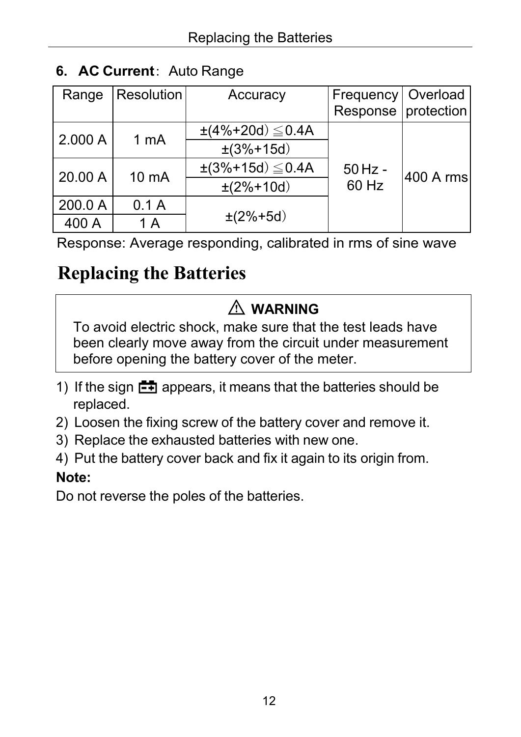6. **AC Current**: Auto Range

| Range | Resolution | Accuracy | Frequency Response | Overload protection |
|---|---|---|---|---|
| 2.000 A | 1 mA | ±(4%+20d) ≦0.4A | 50 Hz - 60 Hz | 400 A rms |
| | | ±(3%+15d) | | |
| 20.00 A | 10 mA | ±(3%+15d) ≦0.4A | | |
| | | ±(2%+10d) | | |
| 200.0 A | 0.1 A | ±(2%+5d) | | |
| 400 A | 1 A | | | |

Response: Average responding, calibrated in rms of sine wave

# Replacing the Batteries

> ⚠ **WARNING**
>
> To avoid electric shock, make sure that the test leads have been clearly move away from the circuit under measurement before opening the battery cover of the meter.

1) If the sign [battery symbol] appears, it means that the batteries should be replaced.
2) Loosen the fixing screw of the battery cover and remove it.
3) Replace the exhausted batteries with new one.
4) Put the battery cover back and fix it again to its origin from.

**Note:**

Do not reverse the poles of the batteries.